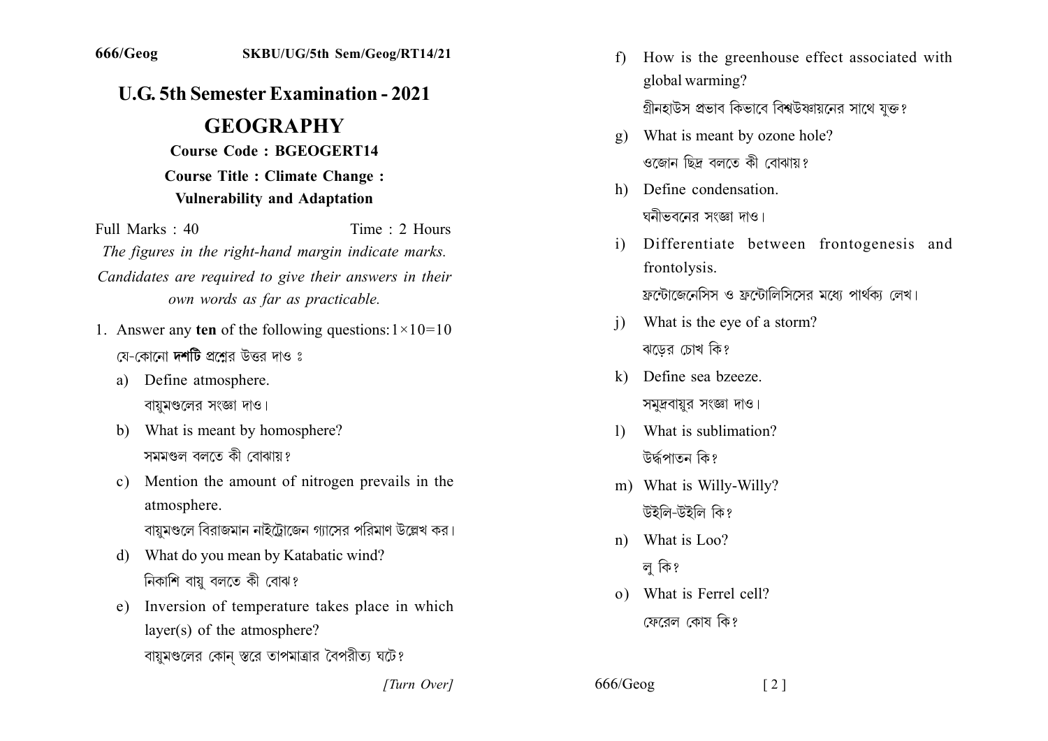666/Geog SKBU/UG/5th Sem/Geog/RT14/21

# U.G. 5th Semester Examination - 2021

## GEOGRAPHY

**Course Code : BGEOGERT14**

**Course Title : Climate Change : Vulnerability and Adaptation**

Full Marks : 40 Time : 2 Hours

*The figures in the right-hand margin indicate marks.*

*Candidates are required to give their answers in their own words as far as practicable.*

1. Answer any **ten** of the following questions: $1\times10=10$

   যে-কোনো **দশটি** প্রশ্নের উত্তর দাও ঃ

   a) Define atmosphere.
   বায়ুমণ্ডলের সংজ্ঞা দাও।

   b) What is meant by homosphere?
   সমমণ্ডল বলতে কী বোঝায়?

   c) Mention the amount of nitrogen prevails in the atmosphere.
   বায়ুমণ্ডলে বিরাজমান নাইট্রোজেন গ্যাসের পরিমাণ উল্লেখ কর।

   d) What do you mean by Katabatic wind?
   নিকাশি বায়ু বলতে কী বোঝ?

   e) Inversion of temperature takes place in which layer(s) of the atmosphere?
   বায়ুমণ্ডলের কোন্ স্তরে তাপমাত্রার বৈপরীত্য ঘটে?

   f) How is the greenhouse effect associated with global warming?
   গ্রীনহাউস প্রভাব কিভাবে বিশ্বউষ্ণায়নের সাথে যুক্ত?

   g) What is meant by ozone hole?
   ওজোন ছিদ্র বলতে কী বোঝায়?

   h) Define condensation.
   ঘনীভবনের সংজ্ঞা দাও।

   i) Differentiate between frontogenesis and frontolysis.
   ফ্রন্টোজেনেসিস ও ফ্রন্টোলিসিসের মধ্যে পার্থক্য লেখ।

   j) What is the eye of a storm?
   ঝড়ের চোখ কি?

   k) Define sea bzeeze.
   সমুদ্রবায়ুর সংজ্ঞা দাও।

   l) What is sublimation?
   উর্দ্ধপাতন কি?

   m) What is Willy-Willy?
   উইলি-উইলি কি?

   n) What is Loo?
   লু কি?

   o) What is Ferrel cell?
   ফেরেল কোষ কি?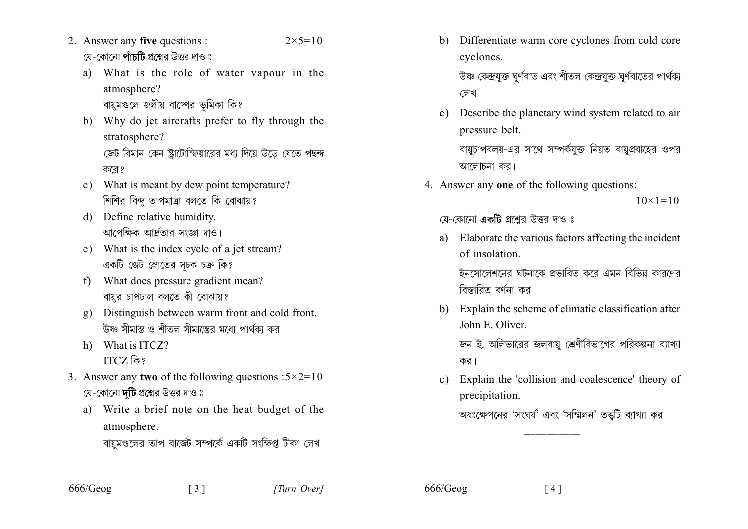2. Answer any **five** questions : $2 \times 5 = 10$

যে-কোনো **পাঁচটি** প্রশ্নের উত্তর দাও ঃ

a) What is the role of water vapour in the atmosphere?

বায়ুমণ্ডলে জলীয় বাষ্পের ভূমিকা কি?

b) Why do jet aircrafts prefer to fly through the stratosphere?

জেট বিমান কেন স্ট্রাটোস্ফিয়ারের মধ্য দিয়ে উড়ে যেতে পছন্দ করে?

c) What is meant by dew point temperature?

শিশির বিন্দু তাপমাত্রা বলতে কি বোঝায়?

d) Define relative humidity.

আপেক্ষিক আর্দ্রতার সংজ্ঞা দাও।

e) What is the index cycle of a jet stream?

একটি জেট স্রোতের সূচক চক্র কি?

f) What does pressure gradient mean?

বায়ুর চাপঢাল বলতে কী বোঝায়?

g) Distinguish between warm front and cold front.

উষ্ণ সীমান্ত ও শীতল সীমান্তের মধ্যে পার্থক্য কর।

h) What is ITCZ?

ITCZ কি?

3. Answer any **two** of the following questions : $5 \times 2 = 10$

যে-কোনো **দুটি** প্রশ্নের উত্তর দাও ঃ

a) Write a brief note on the heat budget of the atmosphere.

বায়ুমণ্ডলের তাপ বাজেট সম্পর্কে একটি সংক্ষিপ্ত টীকা লেখ।

b) Differentiate warm core cyclones from cold core cyclones.

উষ্ণ কেন্দ্রযুক্ত ঘূর্ণবাত এবং শীতল কেন্দ্রযুক্ত ঘূর্ণবাতের পার্থক্য লেখ।

c) Describe the planetary wind system related to air pressure belt.

বায়ুচাপবলয়-এর সাথে সম্পর্কযুক্ত নিয়ত বায়ুপ্রবাহের ওপর আলোচনা কর।

4. Answer any **one** of the following questions: $10 \times 1 = 10$

যে-কোনো **একটি** প্রশ্নের উত্তর দাও ঃ

a) Elaborate the various factors affecting the incident of insolation.

ইনসোলেশনের ঘটনাকে প্রভাবিত করে এমন বিভিন্ন কারণের বিস্তারিত বর্ণনা কর।

b) Explain the scheme of climatic classification after John E. Oliver.

জন ই. অলিভারের জলবায়ু শ্রেণীবিভাগের পরিকল্পনা ব্যাখ্যা কর।

c) Explain the 'collision and coalescence' theory of precipitation.

অধঃক্ষেপনের 'সংঘর্ষ' এবং 'সম্মিলন' তত্ত্বটি ব্যাখ্যা কর।

————